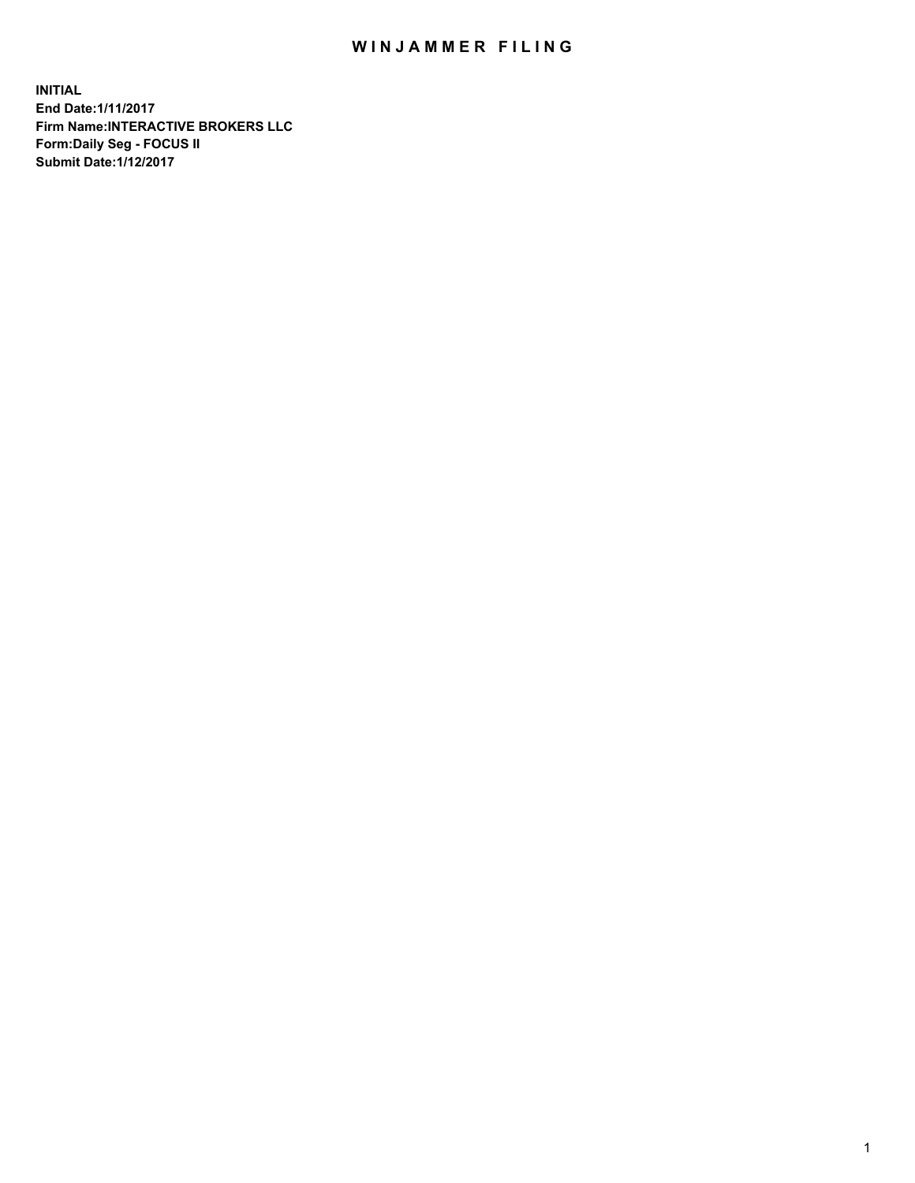# WINJAMMER FILING

**INITIAL**
**End Date:1/11/2017**
**Firm Name:INTERACTIVE BROKERS LLC**
**Form:Daily Seg - FOCUS II**
**Submit Date:1/12/2017**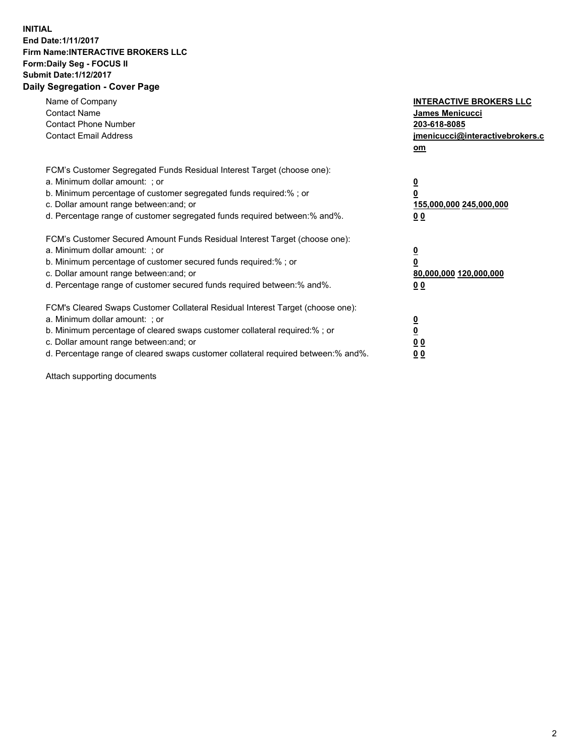**INITIAL**
**End Date:1/11/2017**
**Firm Name:INTERACTIVE BROKERS LLC**
**Form:Daily Seg - FOCUS II**
**Submit Date:1/12/2017**
**Daily Segregation - Cover Page**

| | |
|---|---|
| Name of Company | **INTERACTIVE BROKERS LLC** |
| Contact Name | **James Menicucci** |
| Contact Phone Number | **203-618-8085** |
| Contact Email Address | **jmenicucci@interactivebrokers.com** |

FCM's Customer Segregated Funds Residual Interest Target (choose one):

| | |
|---|---|
| a. Minimum dollar amount: ; or | **0** |
| b. Minimum percentage of customer segregated funds required:% ; or | **0** |
| c. Dollar amount range between:and; or | **155,000,000 245,000,000** |
| d. Percentage range of customer segregated funds required between:% and%. | **0 0** |

FCM's Customer Secured Amount Funds Residual Interest Target (choose one):

| | |
|---|---|
| a. Minimum dollar amount: ; or | **0** |
| b. Minimum percentage of customer secured funds required:% ; or | **0** |
| c. Dollar amount range between:and; or | **80,000,000 120,000,000** |
| d. Percentage range of customer secured funds required between:% and%. | **0 0** |

FCM's Cleared Swaps Customer Collateral Residual Interest Target (choose one):

| | |
|---|---|
| a. Minimum dollar amount: ; or | **0** |
| b. Minimum percentage of cleared swaps customer collateral required:% ; or | **0** |
| c. Dollar amount range between:and; or | **0 0** |
| d. Percentage range of cleared swaps customer collateral required between:% and%. | **0 0** |

Attach supporting documents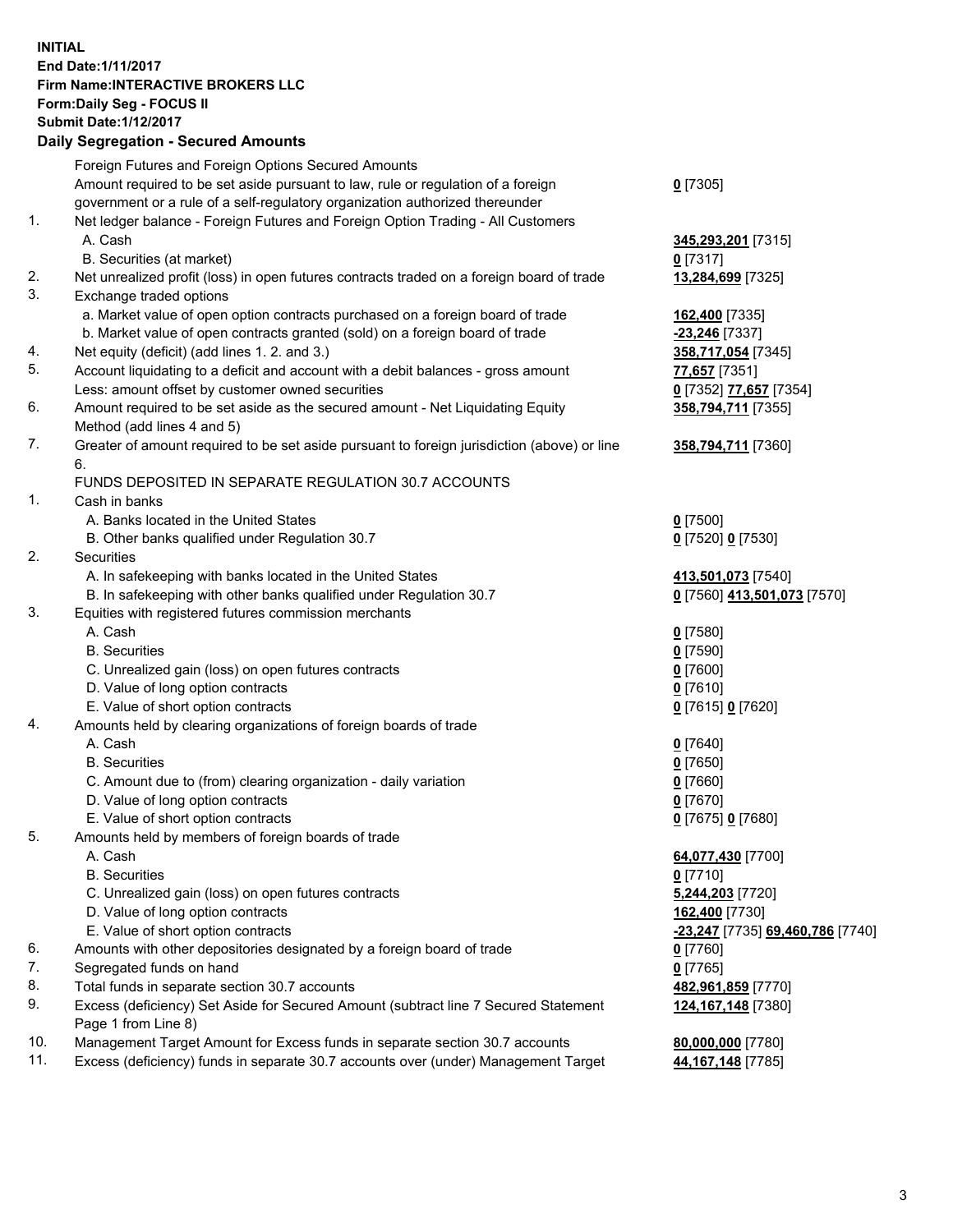**INITIAL**
**End Date:1/11/2017**
**Firm Name:INTERACTIVE BROKERS LLC**
**Form:Daily Seg - FOCUS II**
**Submit Date:1/12/2017**

## Daily Segregation - Secured Amounts

| | | |
|---|---|---|
| | Foreign Futures and Foreign Options Secured Amounts | |
| | Amount required to be set aside pursuant to law, rule or regulation of a foreign government or a rule of a self-regulatory organization authorized thereunder | **0** [7305] |
| 1. | Net ledger balance - Foreign Futures and Foreign Option Trading - All Customers | |
| | A. Cash | **345,293,201** [7315] |
| | B. Securities (at market) | **0** [7317] |
| 2. | Net unrealized profit (loss) in open futures contracts traded on a foreign board of trade | **13,284,699** [7325] |
| 3. | Exchange traded options | |
| | a. Market value of open option contracts purchased on a foreign board of trade | **162,400** [7335] |
| | b. Market value of open contracts granted (sold) on a foreign board of trade | **-23,246** [7337] |
| 4. | Net equity (deficit) (add lines 1. 2. and 3.) | **358,717,054** [7345] |
| 5. | Account liquidating to a deficit and account with a debit balances - gross amount | **77,657** [7351] |
| | Less: amount offset by customer owned securities | **0** [7352] **77,657** [7354] |
| 6. | Amount required to be set aside as the secured amount - Net Liquidating Equity Method (add lines 4 and 5) | **358,794,711** [7355] |
| 7. | Greater of amount required to be set aside pursuant to foreign jurisdiction (above) or line 6. | **358,794,711** [7360] |
| | FUNDS DEPOSITED IN SEPARATE REGULATION 30.7 ACCOUNTS | |
| 1. | Cash in banks | |
| | A. Banks located in the United States | **0** [7500] |
| | B. Other banks qualified under Regulation 30.7 | **0** [7520] **0** [7530] |
| 2. | Securities | |
| | A. In safekeeping with banks located in the United States | **413,501,073** [7540] |
| | B. In safekeeping with other banks qualified under Regulation 30.7 | **0** [7560] **413,501,073** [7570] |
| 3. | Equities with registered futures commission merchants | |
| | A. Cash | **0** [7580] |
| | B. Securities | **0** [7590] |
| | C. Unrealized gain (loss) on open futures contracts | **0** [7600] |
| | D. Value of long option contracts | **0** [7610] |
| | E. Value of short option contracts | **0** [7615] **0** [7620] |
| 4. | Amounts held by clearing organizations of foreign boards of trade | |
| | A. Cash | **0** [7640] |
| | B. Securities | **0** [7650] |
| | C. Amount due to (from) clearing organization - daily variation | **0** [7660] |
| | D. Value of long option contracts | **0** [7670] |
| | E. Value of short option contracts | **0** [7675] **0** [7680] |
| 5. | Amounts held by members of foreign boards of trade | |
| | A. Cash | **64,077,430** [7700] |
| | B. Securities | **0** [7710] |
| | C. Unrealized gain (loss) on open futures contracts | **5,244,203** [7720] |
| | D. Value of long option contracts | **162,400** [7730] |
| | E. Value of short option contracts | **-23,247** [7735] **69,460,786** [7740] |
| 6. | Amounts with other depositories designated by a foreign board of trade | **0** [7760] |
| 7. | Segregated funds on hand | **0** [7765] |
| 8. | Total funds in separate section 30.7 accounts | **482,961,859** [7770] |
| 9. | Excess (deficiency) Set Aside for Secured Amount (subtract line 7 Secured Statement Page 1 from Line 8) | **124,167,148** [7380] |
| 10. | Management Target Amount for Excess funds in separate section 30.7 accounts | **80,000,000** [7780] |
| 11. | Excess (deficiency) funds in separate 30.7 accounts over (under) Management Target | **44,167,148** [7785] |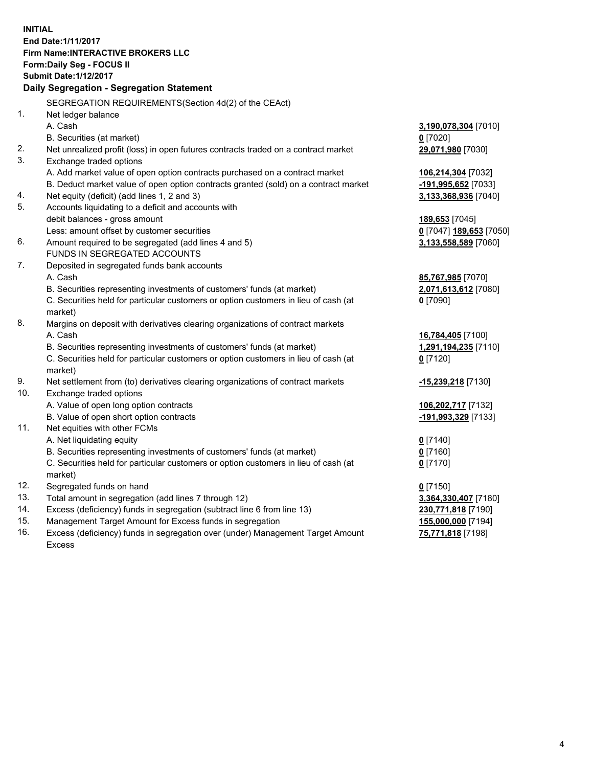**INITIAL**
**End Date:1/11/2017**
**Firm Name:INTERACTIVE BROKERS LLC**
**Form:Daily Seg - FOCUS II**
**Submit Date:1/12/2017**
**Daily Segregation - Segregation Statement**

SEGREGATION REQUIREMENTS(Section 4d(2) of the CEAct)

| | | |
|---|---|---|
| 1. | Net ledger balance | |
| | A. Cash | **3,190,078,304** [7010] |
| | B. Securities (at market) | **0** [7020] |
| 2. | Net unrealized profit (loss) in open futures contracts traded on a contract market | **29,071,980** [7030] |
| 3. | Exchange traded options | |
| | A. Add market value of open option contracts purchased on a contract market | **106,214,304** [7032] |
| | B. Deduct market value of open option contracts granted (sold) on a contract market | **-191,995,652** [7033] |
| 4. | Net equity (deficit) (add lines 1, 2 and 3) | **3,133,368,936** [7040] |
| 5. | Accounts liquidating to a deficit and accounts with debit balances - gross amount | **189,653** [7045] |
| | Less: amount offset by customer securities | **0** [7047] **189,653** [7050] |
| 6. | Amount required to be segregated (add lines 4 and 5) | **3,133,558,589** [7060] |
| | FUNDS IN SEGREGATED ACCOUNTS | |
| 7. | Deposited in segregated funds bank accounts | |
| | A. Cash | **85,767,985** [7070] |
| | B. Securities representing investments of customers' funds (at market) | **2,071,613,612** [7080] |
| | C. Securities held for particular customers or option customers in lieu of cash (at market) | **0** [7090] |
| 8. | Margins on deposit with derivatives clearing organizations of contract markets | |
| | A. Cash | **16,784,405** [7100] |
| | B. Securities representing investments of customers' funds (at market) | **1,291,194,235** [7110] |
| | C. Securities held for particular customers or option customers in lieu of cash (at market) | **0** [7120] |
| 9. | Net settlement from (to) derivatives clearing organizations of contract markets | **-15,239,218** [7130] |
| 10. | Exchange traded options | |
| | A. Value of open long option contracts | **106,202,717** [7132] |
| | B. Value of open short option contracts | **-191,993,329** [7133] |
| 11. | Net equities with other FCMs | |
| | A. Net liquidating equity | **0** [7140] |
| | B. Securities representing investments of customers' funds (at market) | **0** [7160] |
| | C. Securities held for particular customers or option customers in lieu of cash (at market) | **0** [7170] |
| 12. | Segregated funds on hand | **0** [7150] |
| 13. | Total amount in segregation (add lines 7 through 12) | **3,364,330,407** [7180] |
| 14. | Excess (deficiency) funds in segregation (subtract line 6 from line 13) | **230,771,818** [7190] |
| 15. | Management Target Amount for Excess funds in segregation | **155,000,000** [7194] |
| 16. | Excess (deficiency) funds in segregation over (under) Management Target Amount Excess | **75,771,818** [7198] |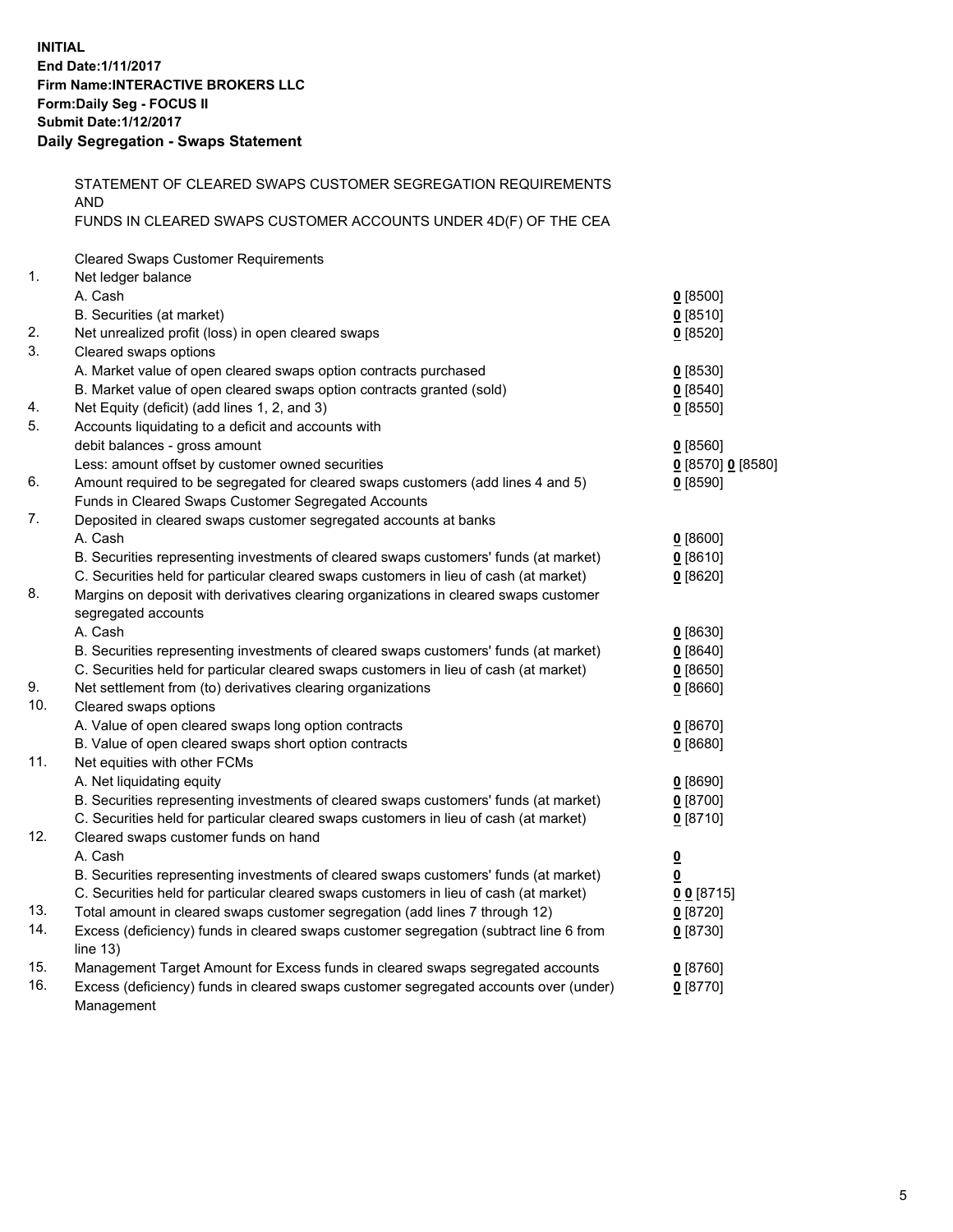**INITIAL**
**End Date:1/11/2017**
**Firm Name:INTERACTIVE BROKERS LLC**
**Form:Daily Seg - FOCUS II**
**Submit Date:1/12/2017**
**Daily Segregation - Swaps Statement**

STATEMENT OF CLEARED SWAPS CUSTOMER SEGREGATION REQUIREMENTS AND FUNDS IN CLEARED SWAPS CUSTOMER ACCOUNTS UNDER 4D(F) OF THE CEA

| | | |
|---|---|---|
| | Cleared Swaps Customer Requirements | |
| 1. | Net ledger balance | |
| | A. Cash | 0 [8500] |
| | B. Securities (at market) | 0 [8510] |
| 2. | Net unrealized profit (loss) in open cleared swaps | 0 [8520] |
| 3. | Cleared swaps options | |
| | A. Market value of open cleared swaps option contracts purchased | 0 [8530] |
| | B. Market value of open cleared swaps option contracts granted (sold) | 0 [8540] |
| 4. | Net Equity (deficit) (add lines 1, 2, and 3) | 0 [8550] |
| 5. | Accounts liquidating to a deficit and accounts with debit balances - gross amount | 0 [8560] |
| | Less: amount offset by customer owned securities | 0 [8570] 0 [8580] |
| 6. | Amount required to be segregated for cleared swaps customers (add lines 4 and 5) | 0 [8590] |
| | Funds in Cleared Swaps Customer Segregated Accounts | |
| 7. | Deposited in cleared swaps customer segregated accounts at banks | |
| | A. Cash | 0 [8600] |
| | B. Securities representing investments of cleared swaps customers' funds (at market) | 0 [8610] |
| | C. Securities held for particular cleared swaps customers in lieu of cash (at market) | 0 [8620] |
| 8. | Margins on deposit with derivatives clearing organizations in cleared swaps customer segregated accounts | |
| | A. Cash | 0 [8630] |
| | B. Securities representing investments of cleared swaps customers' funds (at market) | 0 [8640] |
| | C. Securities held for particular cleared swaps customers in lieu of cash (at market) | 0 [8650] |
| 9. | Net settlement from (to) derivatives clearing organizations | 0 [8660] |
| 10. | Cleared swaps options | |
| | A. Value of open cleared swaps long option contracts | 0 [8670] |
| | B. Value of open cleared swaps short option contracts | 0 [8680] |
| 11. | Net equities with other FCMs | |
| | A. Net liquidating equity | 0 [8690] |
| | B. Securities representing investments of cleared swaps customers' funds (at market) | 0 [8700] |
| | C. Securities held for particular cleared swaps customers in lieu of cash (at market) | 0 [8710] |
| 12. | Cleared swaps customer funds on hand | |
| | A. Cash | 0 |
| | B. Securities representing investments of cleared swaps customers' funds (at market) | 0 |
| | C. Securities held for particular cleared swaps customers in lieu of cash (at market) | 0 0 [8715] |
| 13. | Total amount in cleared swaps customer segregation (add lines 7 through 12) | 0 [8720] |
| 14. | Excess (deficiency) funds in cleared swaps customer segregation (subtract line 6 from line 13) | 0 [8730] |
| 15. | Management Target Amount for Excess funds in cleared swaps segregated accounts | 0 [8760] |
| 16. | Excess (deficiency) funds in cleared swaps customer segregated accounts over (under) Management | 0 [8770] |